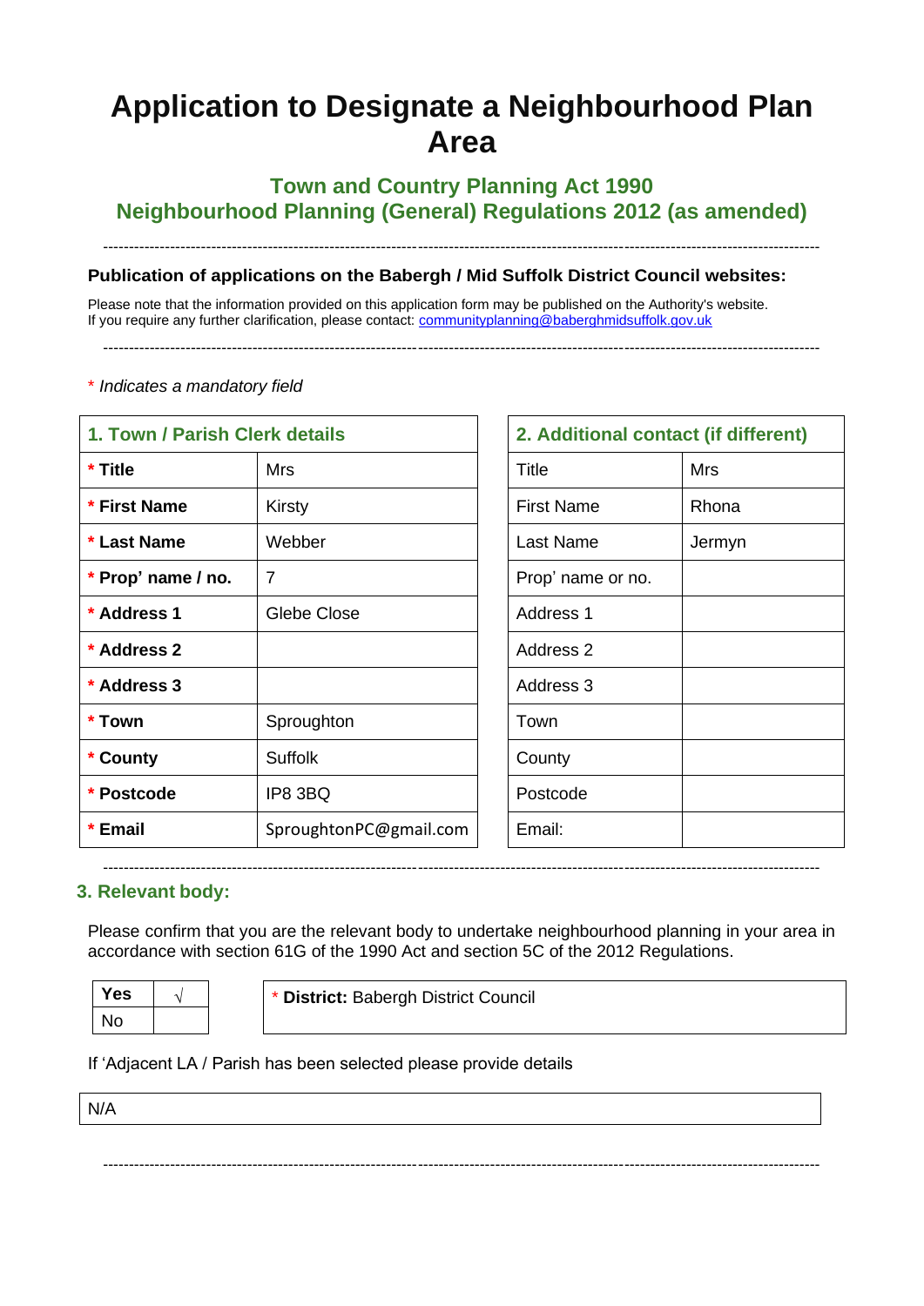# Application to Designate a Neighbourhood Plan Area

## Town and Country Planning Act 1990
## Neighbourhood Planning (General) Regulations 2012 (as amended)

---

**Publication of applications on the Babergh / Mid Suffolk District Council websites:**

Please note that the information provided on this application form may be published on the Authority's website.
If you require any further clarification, please contact: communityplanning@baberghmidsuffolk.gov.uk

---

* *Indicates a mandatory field*

| 1. Town / Parish Clerk details | |
|---|---|
| * **Title** | Mrs |
| * **First Name** | Kirsty |
| * **Last Name** | Webber |
| * **Prop' name / no.** | 7 |
| * **Address 1** | Glebe Close |
| * **Address 2** | |
| * **Address 3** | |
| * **Town** | Sproughton |
| * **County** | Suffolk |
| * **Postcode** | IP8 3BQ |
| * **Email** | SproughtonPC@gmail.com |

| 2. Additional contact (if different) | |
|---|---|
| Title | Mrs |
| First Name | Rhona |
| Last Name | Jermyn |
| Prop' name or no. | |
| Address 1 | |
| Address 2 | |
| Address 3 | |
| Town | |
| County | |
| Postcode | |
| Email: | |

---

## 3. Relevant body:

Please confirm that you are the relevant body to undertake neighbourhood planning in your area in accordance with section 61G of the 1990 Act and section 5C of the 2012 Regulations.

| | |
|---|---|
| **Yes** | √ |
| No | |

* **District:** Babergh District Council

If 'Adjacent LA / Parish has been selected please provide details

N/A

---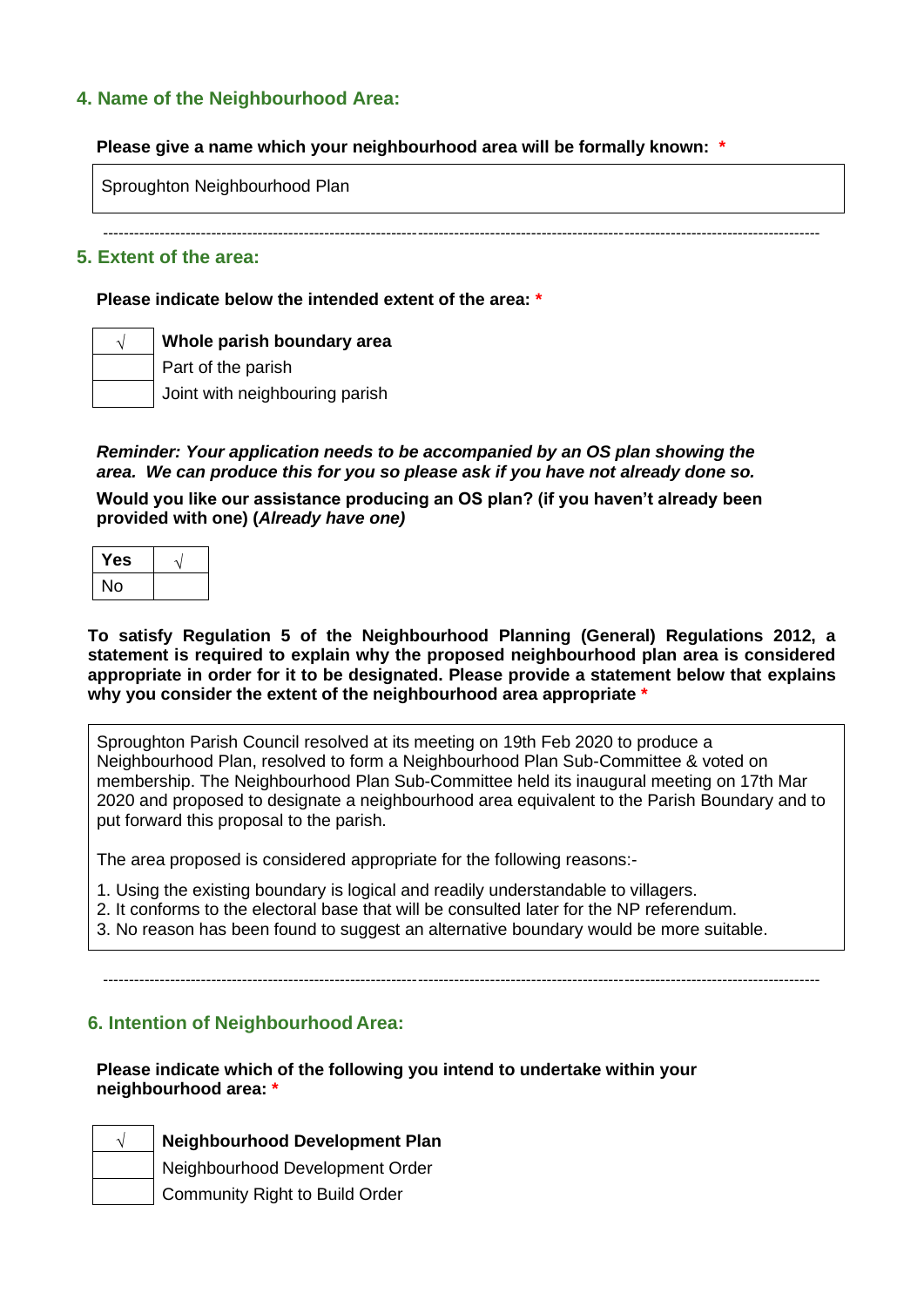## 4. Name of the Neighbourhood Area:

**Please give a name which your neighbourhood area will be formally known: \***

| Sproughton Neighbourhood Plan |
|---|

---

## 5. Extent of the area:

**Please indicate below the intended extent of the area: \***

| | |
|---|---|
| √ | **Whole parish boundary area** |
| | Part of the parish |
| | Joint with neighbouring parish |

***Reminder: Your application needs to be accompanied by an OS plan showing the area. We can produce this for you so please ask if you have not already done so.***

**Would you like our assistance producing an OS plan? (if you haven't already been provided with one) (*Already have one*)**

| | |
|---|---|
| **Yes** | √ |
| No | |

**To satisfy Regulation 5 of the Neighbourhood Planning (General) Regulations 2012, a statement is required to explain why the proposed neighbourhood plan area is considered appropriate in order for it to be designated. Please provide a statement below that explains why you consider the extent of the neighbourhood area appropriate \***

Sproughton Parish Council resolved at its meeting on 19th Feb 2020 to produce a Neighbourhood Plan, resolved to form a Neighbourhood Plan Sub-Committee & voted on membership. The Neighbourhood Plan Sub-Committee held its inaugural meeting on 17th Mar 2020 and proposed to designate a neighbourhood area equivalent to the Parish Boundary and to put forward this proposal to the parish.

The area proposed is considered appropriate for the following reasons:-

1. Using the existing boundary is logical and readily understandable to villagers.
2. It conforms to the electoral base that will be consulted later for the NP referendum.
3. No reason has been found to suggest an alternative boundary would be more suitable.

---

## 6. Intention of Neighbourhood Area:

**Please indicate which of the following you intend to undertake within your neighbourhood area: \***

| | |
|---|---|
| √ | **Neighbourhood Development Plan** |
| | Neighbourhood Development Order |
| | Community Right to Build Order |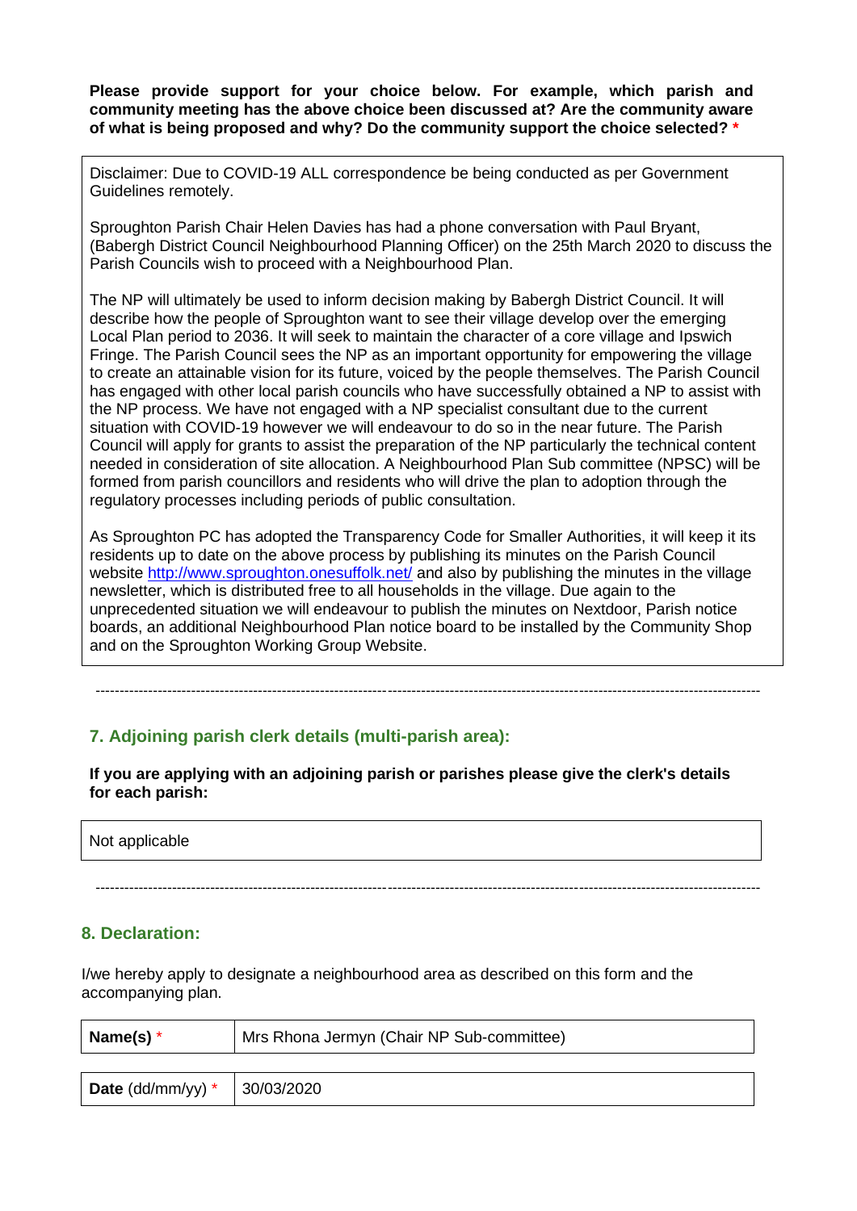**Please provide support for your choice below. For example, which parish and community meeting has the above choice been discussed at? Are the community aware of what is being proposed and why? Do the community support the choice selected? ***

Disclaimer: Due to COVID-19 ALL correspondence be being conducted as per Government Guidelines remotely.

Sproughton Parish Chair Helen Davies has had a phone conversation with Paul Bryant, (Babergh District Council Neighbourhood Planning Officer) on the 25th March 2020 to discuss the Parish Councils wish to proceed with a Neighbourhood Plan.

The NP will ultimately be used to inform decision making by Babergh District Council. It will describe how the people of Sproughton want to see their village develop over the emerging Local Plan period to 2036. It will seek to maintain the character of a core village and Ipswich Fringe. The Parish Council sees the NP as an important opportunity for empowering the village to create an attainable vision for its future, voiced by the people themselves. The Parish Council has engaged with other local parish councils who have successfully obtained a NP to assist with the NP process. We have not engaged with a NP specialist consultant due to the current situation with COVID-19 however we will endeavour to do so in the near future. The Parish Council will apply for grants to assist the preparation of the NP particularly the technical content needed in consideration of site allocation. A Neighbourhood Plan Sub committee (NPSC) will be formed from parish councillors and residents who will drive the plan to adoption through the regulatory processes including periods of public consultation.

As Sproughton PC has adopted the Transparency Code for Smaller Authorities, it will keep it its residents up to date on the above process by publishing its minutes on the Parish Council website http://www.sproughton.onesuffolk.net/ and also by publishing the minutes in the village newsletter, which is distributed free to all households in the village. Due again to the unprecedented situation we will endeavour to publish the minutes on Nextdoor, Parish notice boards, an additional Neighbourhood Plan notice board to be installed by the Community Shop and on the Sproughton Working Group Website.

---

## 7. Adjoining parish clerk details (multi-parish area):

**If you are applying with an adjoining parish or parishes please give the clerk's details for each parish:**

Not applicable

---

## 8. Declaration:

I/we hereby apply to designate a neighbourhood area as described on this form and the accompanying plan.

| | |
|---|---|
| **Name(s)** * | Mrs Rhona Jermyn (Chair NP Sub-committee) |
| **Date** (dd/mm/yy) * | 30/03/2020 |